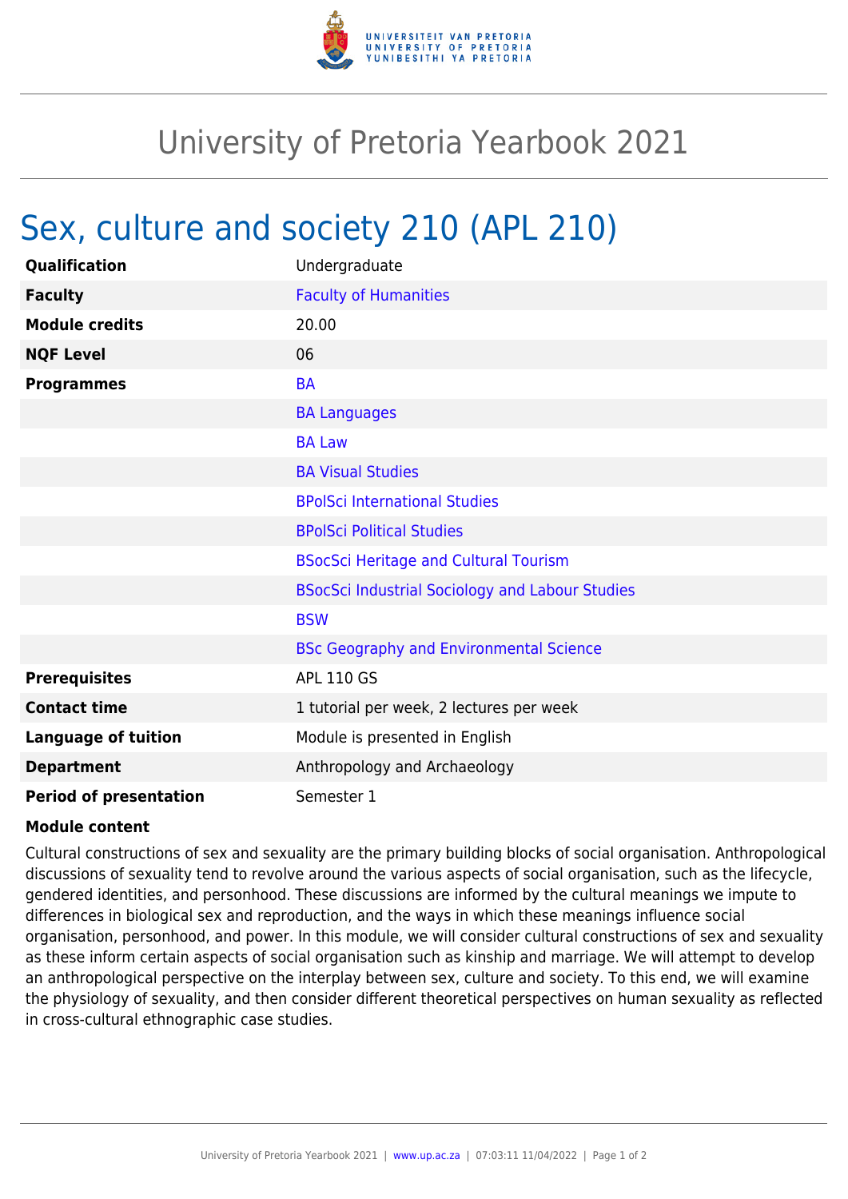# University of Pretoria Yearbook 2021

## Sex, culture and society 210 (APL 210)

| | |
|---|---|
| **Qualification** | Undergraduate |
| **Faculty** | Faculty of Humanities |
| **Module credits** | 20.00 |
| **NQF Level** | 06 |
| **Programmes** | BA |
| | BA Languages |
| | BA Law |
| | BA Visual Studies |
| | BPolSci International Studies |
| | BPolSci Political Studies |
| | BSocSci Heritage and Cultural Tourism |
| | BSocSci Industrial Sociology and Labour Studies |
| | BSW |
| | BSc Geography and Environmental Science |
| **Prerequisites** | APL 110 GS |
| **Contact time** | 1 tutorial per week, 2 lectures per week |
| **Language of tuition** | Module is presented in English |
| **Department** | Anthropology and Archaeology |
| **Period of presentation** | Semester 1 |

**Module content**

Cultural constructions of sex and sexuality are the primary building blocks of social organisation. Anthropological discussions of sexuality tend to revolve around the various aspects of social organisation, such as the lifecycle, gendered identities, and personhood. These discussions are informed by the cultural meanings we impute to differences in biological sex and reproduction, and the ways in which these meanings influence social organisation, personhood, and power. In this module, we will consider cultural constructions of sex and sexuality as these inform certain aspects of social organisation such as kinship and marriage. We will attempt to develop an anthropological perspective on the interplay between sex, culture and society. To this end, we will examine the physiology of sexuality, and then consider different theoretical perspectives on human sexuality as reflected in cross-cultural ethnographic case studies.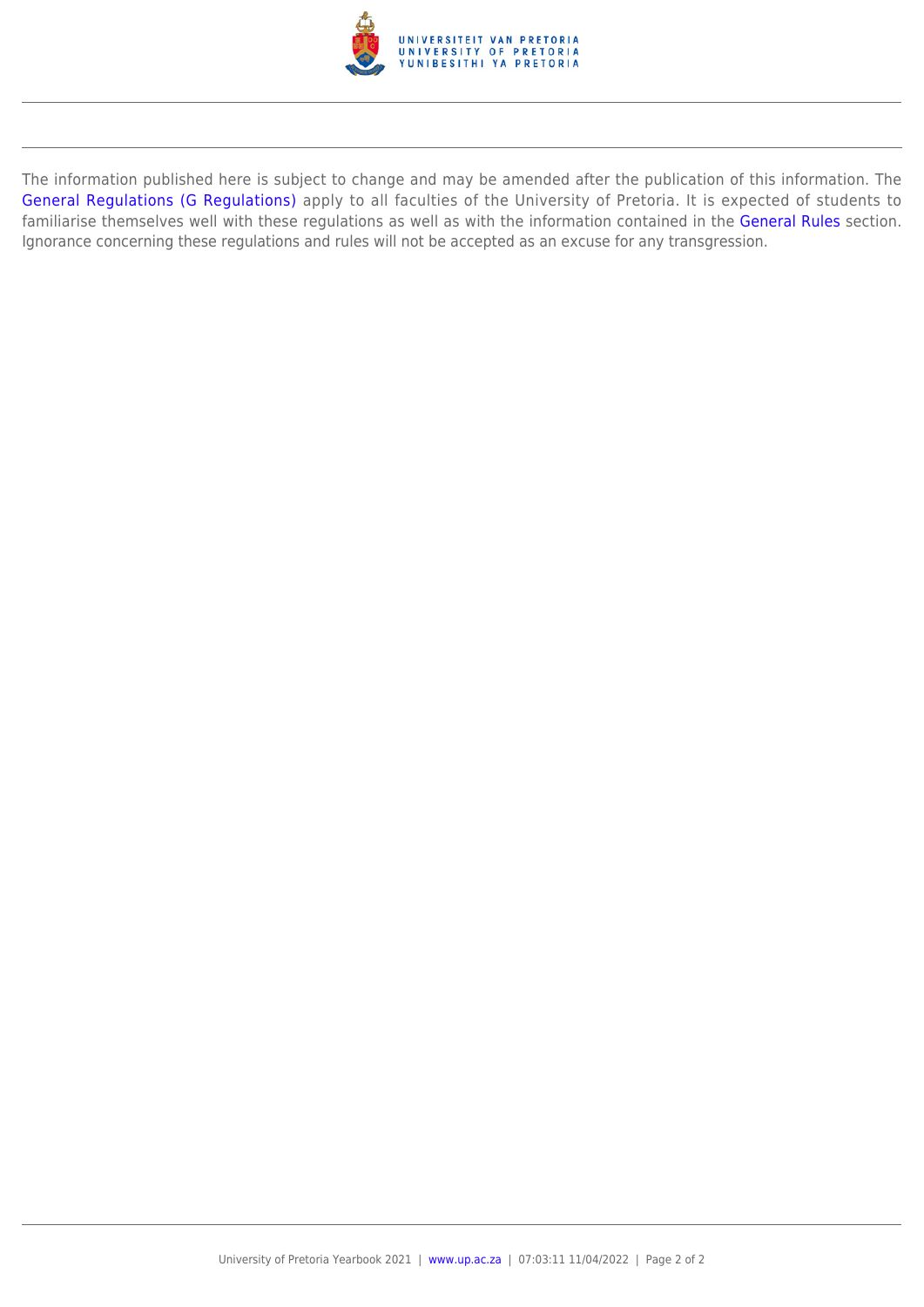The information published here is subject to change and may be amended after the publication of this information. The General Regulations (G Regulations) apply to all faculties of the University of Pretoria. It is expected of students to familiarise themselves well with these regulations as well as with the information contained in the General Rules section. Ignorance concerning these regulations and rules will not be accepted as an excuse for any transgression.